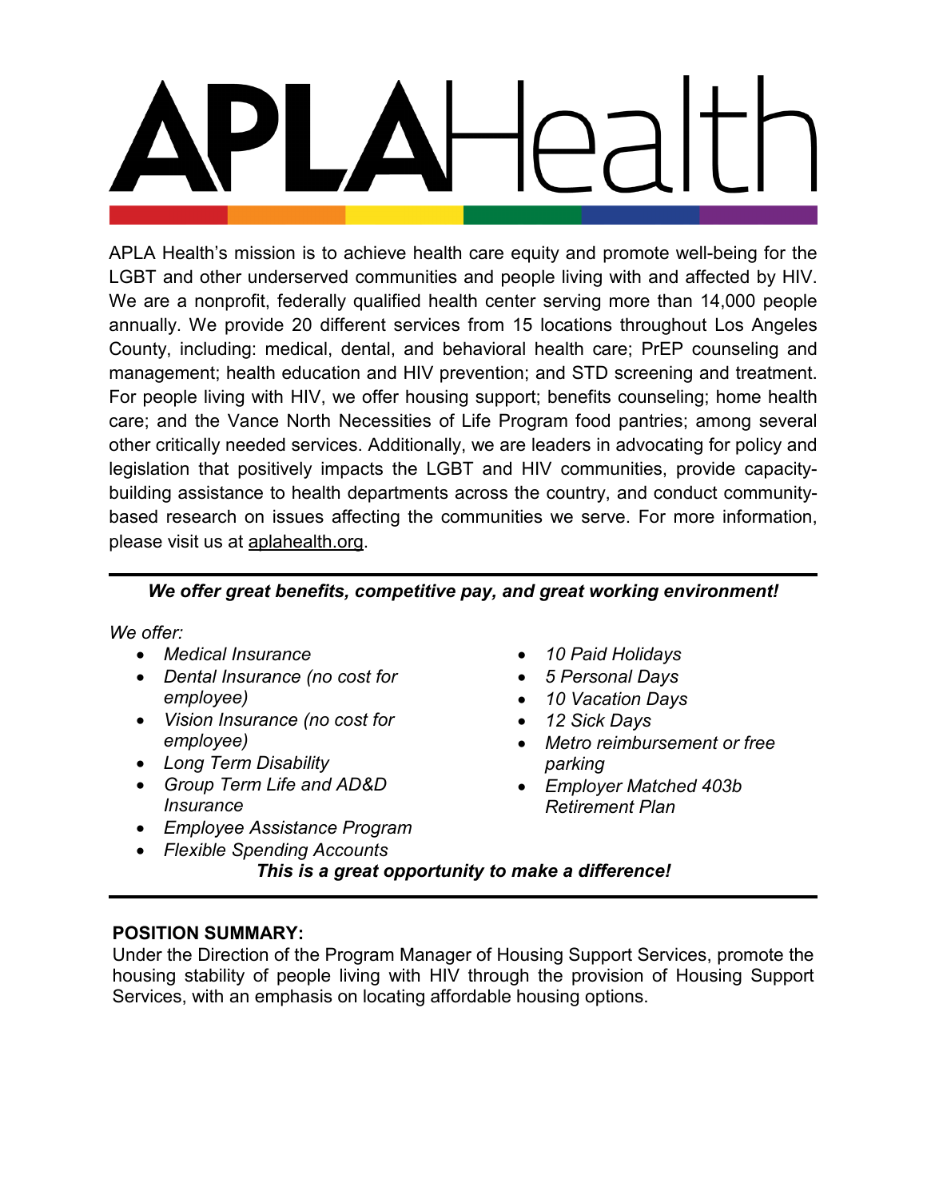# APLAHealth

APLA Health's mission is to achieve health care equity and promote well-being for the LGBT and other underserved communities and people living with and affected by HIV. We are a nonprofit, federally qualified health center serving more than 14,000 people annually. We provide 20 different services from 15 locations throughout Los Angeles County, including: medical, dental, and behavioral health care; PrEP counseling and management; health education and HIV prevention; and STD screening and treatment. For people living with HIV, we offer housing support; benefits counseling; home health care; and the Vance North Necessities of Life Program food pantries; among several other critically needed services. Additionally, we are leaders in advocating for policy and legislation that positively impacts the LGBT and HIV communities, provide capacity-building assistance to health departments across the country, and conduct community-based research on issues affecting the communities we serve. For more information, please visit us at aplahealth.org.

---

***We offer great benefits, competitive pay, and great working environment!***

*We offer:*

- *Medical Insurance*
- *Dental Insurance (no cost for employee)*
- *Vision Insurance (no cost for employee)*
- *Long Term Disability*
- *Group Term Life and AD&D Insurance*
- *Employee Assistance Program*
- *Flexible Spending Accounts*
- *10 Paid Holidays*
- *5 Personal Days*
- *10 Vacation Days*
- *12 Sick Days*
- *Metro reimbursement or free parking*
- *Employer Matched 403b Retirement Plan*

***This is a great opportunity to make a difference!***

---

**POSITION SUMMARY:**

Under the Direction of the Program Manager of Housing Support Services, promote the housing stability of people living with HIV through the provision of Housing Support Services, with an emphasis on locating affordable housing options.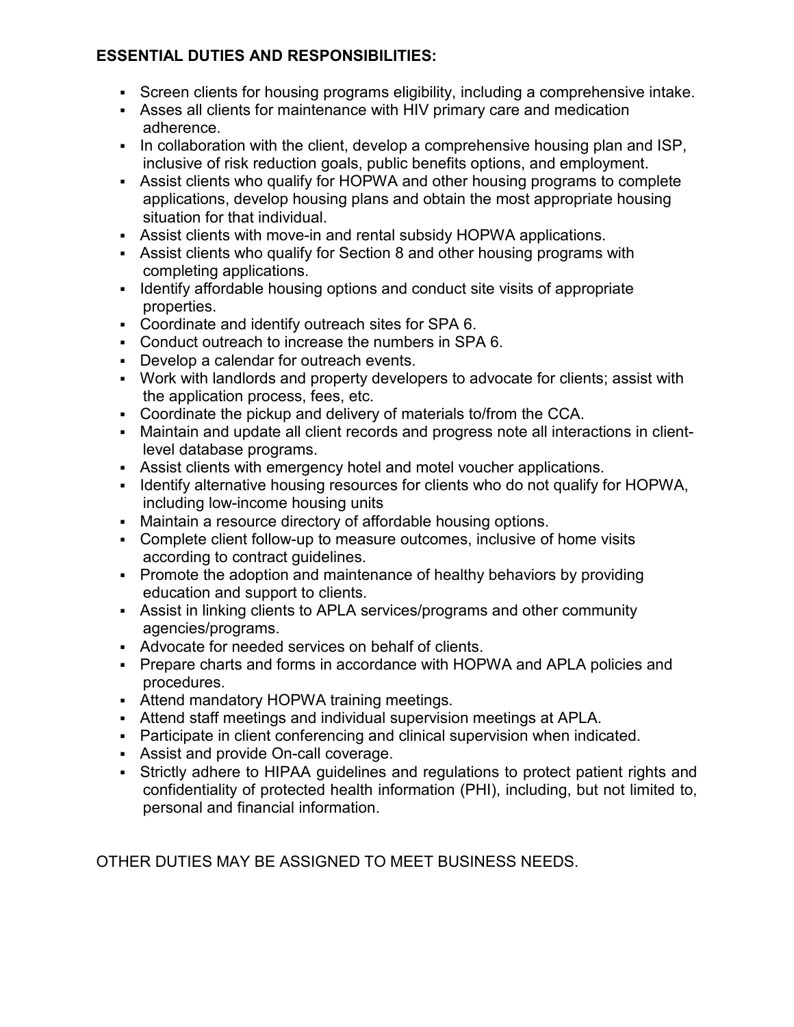**ESSENTIAL DUTIES AND RESPONSIBILITIES:**

- Screen clients for housing programs eligibility, including a comprehensive intake.
- Asses all clients for maintenance with HIV primary care and medication adherence.
- In collaboration with the client, develop a comprehensive housing plan and ISP, inclusive of risk reduction goals, public benefits options, and employment.
- Assist clients who qualify for HOPWA and other housing programs to complete applications, develop housing plans and obtain the most appropriate housing situation for that individual.
- Assist clients with move-in and rental subsidy HOPWA applications.
- Assist clients who qualify for Section 8 and other housing programs with completing applications.
- Identify affordable housing options and conduct site visits of appropriate properties.
- Coordinate and identify outreach sites for SPA 6.
- Conduct outreach to increase the numbers in SPA 6.
- Develop a calendar for outreach events.
- Work with landlords and property developers to advocate for clients; assist with the application process, fees, etc.
- Coordinate the pickup and delivery of materials to/from the CCA.
- Maintain and update all client records and progress note all interactions in client-level database programs.
- Assist clients with emergency hotel and motel voucher applications.
- Identify alternative housing resources for clients who do not qualify for HOPWA, including low-income housing units
- Maintain a resource directory of affordable housing options.
- Complete client follow-up to measure outcomes, inclusive of home visits according to contract guidelines.
- Promote the adoption and maintenance of healthy behaviors by providing education and support to clients.
- Assist in linking clients to APLA services/programs and other community agencies/programs.
- Advocate for needed services on behalf of clients.
- Prepare charts and forms in accordance with HOPWA and APLA policies and procedures.
- Attend mandatory HOPWA training meetings.
- Attend staff meetings and individual supervision meetings at APLA.
- Participate in client conferencing and clinical supervision when indicated.
- Assist and provide On-call coverage.
- Strictly adhere to HIPAA guidelines and regulations to protect patient rights and confidentiality of protected health information (PHI), including, but not limited to, personal and financial information.

OTHER DUTIES MAY BE ASSIGNED TO MEET BUSINESS NEEDS.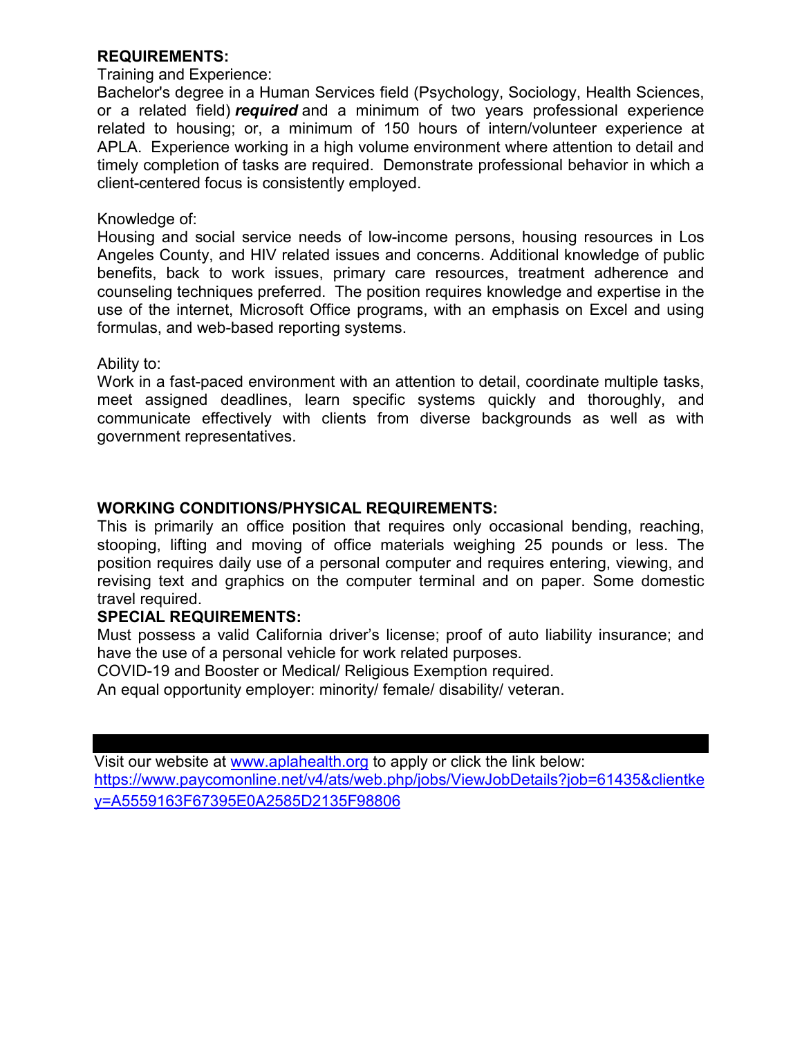**REQUIREMENTS:**

Training and Experience:

Bachelor's degree in a Human Services field (Psychology, Sociology, Health Sciences, or a related field) ***required*** and a minimum of two years professional experience related to housing; or, a minimum of 150 hours of intern/volunteer experience at APLA. Experience working in a high volume environment where attention to detail and timely completion of tasks are required. Demonstrate professional behavior in which a client-centered focus is consistently employed.

Knowledge of:

Housing and social service needs of low-income persons, housing resources in Los Angeles County, and HIV related issues and concerns. Additional knowledge of public benefits, back to work issues, primary care resources, treatment adherence and counseling techniques preferred. The position requires knowledge and expertise in the use of the internet, Microsoft Office programs, with an emphasis on Excel and using formulas, and web-based reporting systems.

Ability to:

Work in a fast-paced environment with an attention to detail, coordinate multiple tasks, meet assigned deadlines, learn specific systems quickly and thoroughly, and communicate effectively with clients from diverse backgrounds as well as with government representatives.

**WORKING CONDITIONS/PHYSICAL REQUIREMENTS:**

This is primarily an office position that requires only occasional bending, reaching, stooping, lifting and moving of office materials weighing 25 pounds or less. The position requires daily use of a personal computer and requires entering, viewing, and revising text and graphics on the computer terminal and on paper. Some domestic travel required.

**SPECIAL REQUIREMENTS:**

Must possess a valid California driver's license; proof of auto liability insurance; and have the use of a personal vehicle for work related purposes.

COVID-19 and Booster or Medical/ Religious Exemption required.

An equal opportunity employer: minority/ female/ disability/ veteran.

Visit our website at [www.aplahealth.org](http://www.aplahealth.org) to apply or click the link below:
[https://www.paycomonline.net/v4/ats/web.php/jobs/ViewJobDetails?job=61435&clientkey=A5559163F67395E0A2585D2135F98806](https://www.paycomonline.net/v4/ats/web.php/jobs/ViewJobDetails?job=61435&clientkey=A5559163F67395E0A2585D2135F98806)